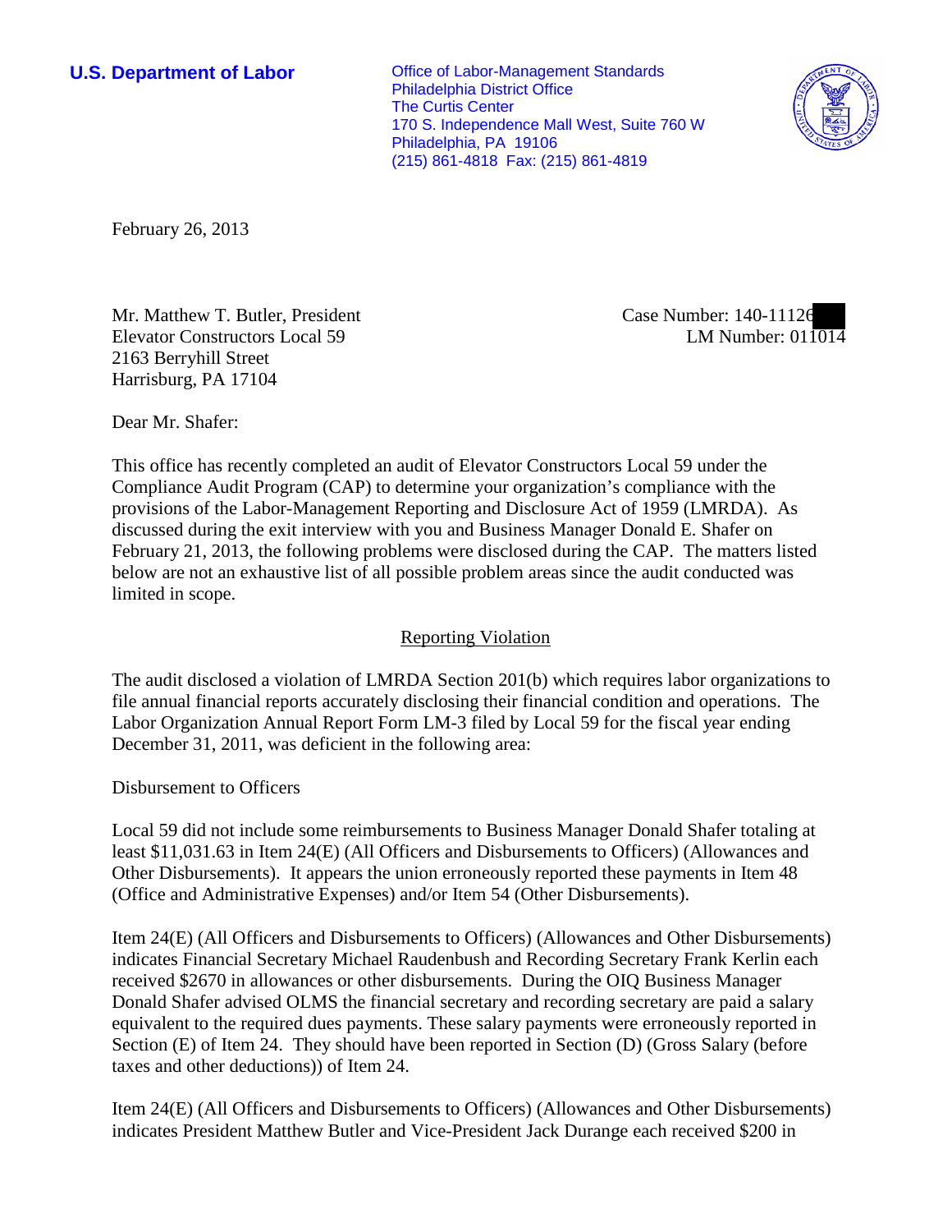**U.S. Department of Labor**

Office of Labor-Management Standards
Philadelphia District Office
The Curtis Center
170 S. Independence Mall West, Suite 760 W
Philadelphia, PA 19106
(215) 861-4818 Fax: (215) 861-4819

February 26, 2013

Mr. Matthew T. Butler, President
Elevator Constructors Local 59
2163 Berryhill Street
Harrisburg, PA 17104

Case Number: 140-11126
LM Number: 011014

Dear Mr. Shafer:

This office has recently completed an audit of Elevator Constructors Local 59 under the Compliance Audit Program (CAP) to determine your organization's compliance with the provisions of the Labor-Management Reporting and Disclosure Act of 1959 (LMRDA). As discussed during the exit interview with you and Business Manager Donald E. Shafer on February 21, 2013, the following problems were disclosed during the CAP. The matters listed below are not an exhaustive list of all possible problem areas since the audit conducted was limited in scope.

## Reporting Violation

The audit disclosed a violation of LMRDA Section 201(b) which requires labor organizations to file annual financial reports accurately disclosing their financial condition and operations. The Labor Organization Annual Report Form LM-3 filed by Local 59 for the fiscal year ending December 31, 2011, was deficient in the following area:

Disbursement to Officers

Local 59 did not include some reimbursements to Business Manager Donald Shafer totaling at least $11,031.63 in Item 24(E) (All Officers and Disbursements to Officers) (Allowances and Other Disbursements). It appears the union erroneously reported these payments in Item 48 (Office and Administrative Expenses) and/or Item 54 (Other Disbursements).

Item 24(E) (All Officers and Disbursements to Officers) (Allowances and Other Disbursements) indicates Financial Secretary Michael Raudenbush and Recording Secretary Frank Kerlin each received $2670 in allowances or other disbursements. During the OIQ Business Manager Donald Shafer advised OLMS the financial secretary and recording secretary are paid a salary equivalent to the required dues payments. These salary payments were erroneously reported in Section (E) of Item 24. They should have been reported in Section (D) (Gross Salary (before taxes and other deductions)) of Item 24.

Item 24(E) (All Officers and Disbursements to Officers) (Allowances and Other Disbursements) indicates President Matthew Butler and Vice-President Jack Durange each received $200 in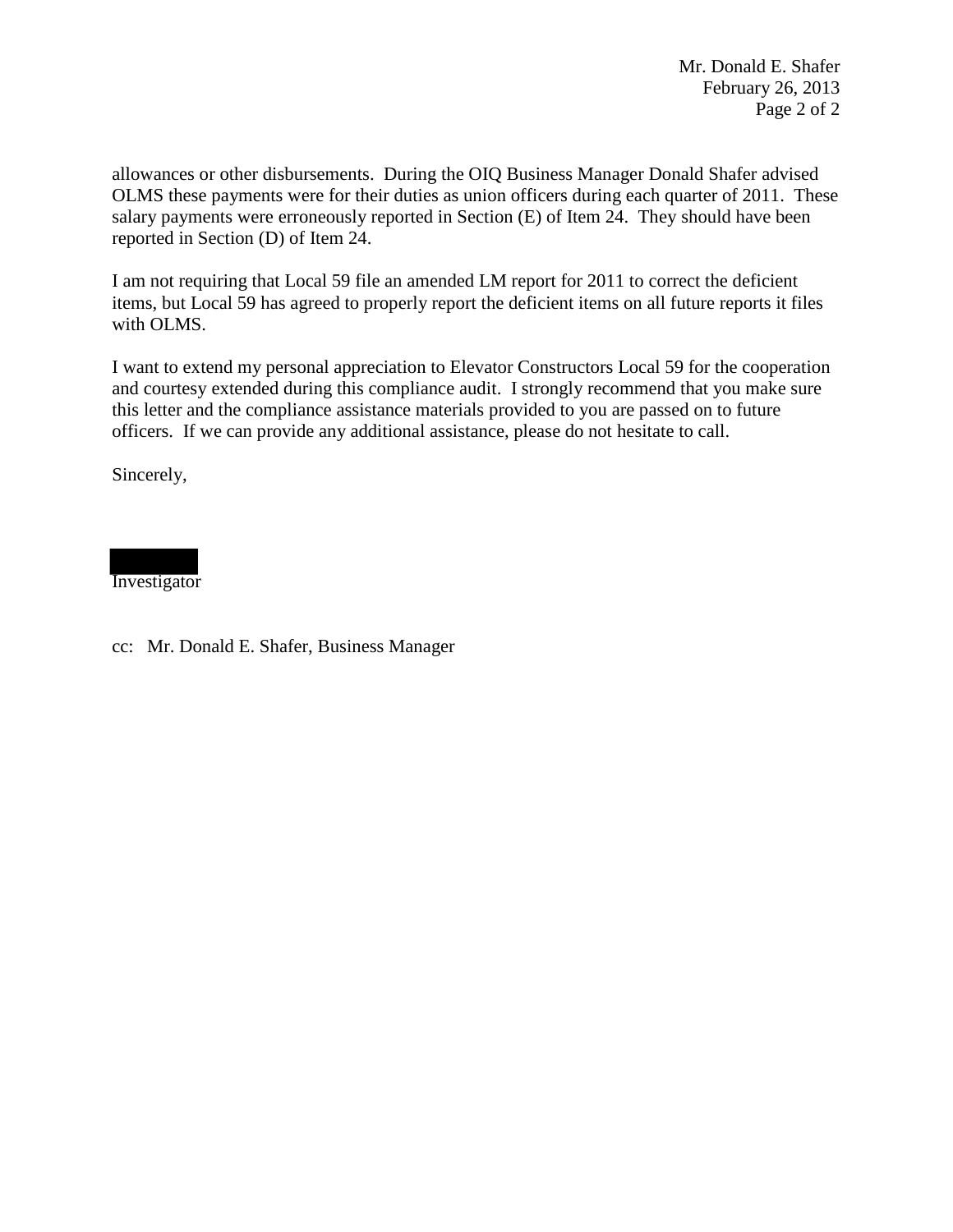allowances or other disbursements. During the OIQ Business Manager Donald Shafer advised OLMS these payments were for their duties as union officers during each quarter of 2011. These salary payments were erroneously reported in Section (E) of Item 24. They should have been reported in Section (D) of Item 24.

I am not requiring that Local 59 file an amended LM report for 2011 to correct the deficient items, but Local 59 has agreed to properly report the deficient items on all future reports it files with OLMS.

I want to extend my personal appreciation to Elevator Constructors Local 59 for the cooperation and courtesy extended during this compliance audit. I strongly recommend that you make sure this letter and the compliance assistance materials provided to you are passed on to future officers. If we can provide any additional assistance, please do not hesitate to call.

Sincerely,

Investigator

cc: Mr. Donald E. Shafer, Business Manager